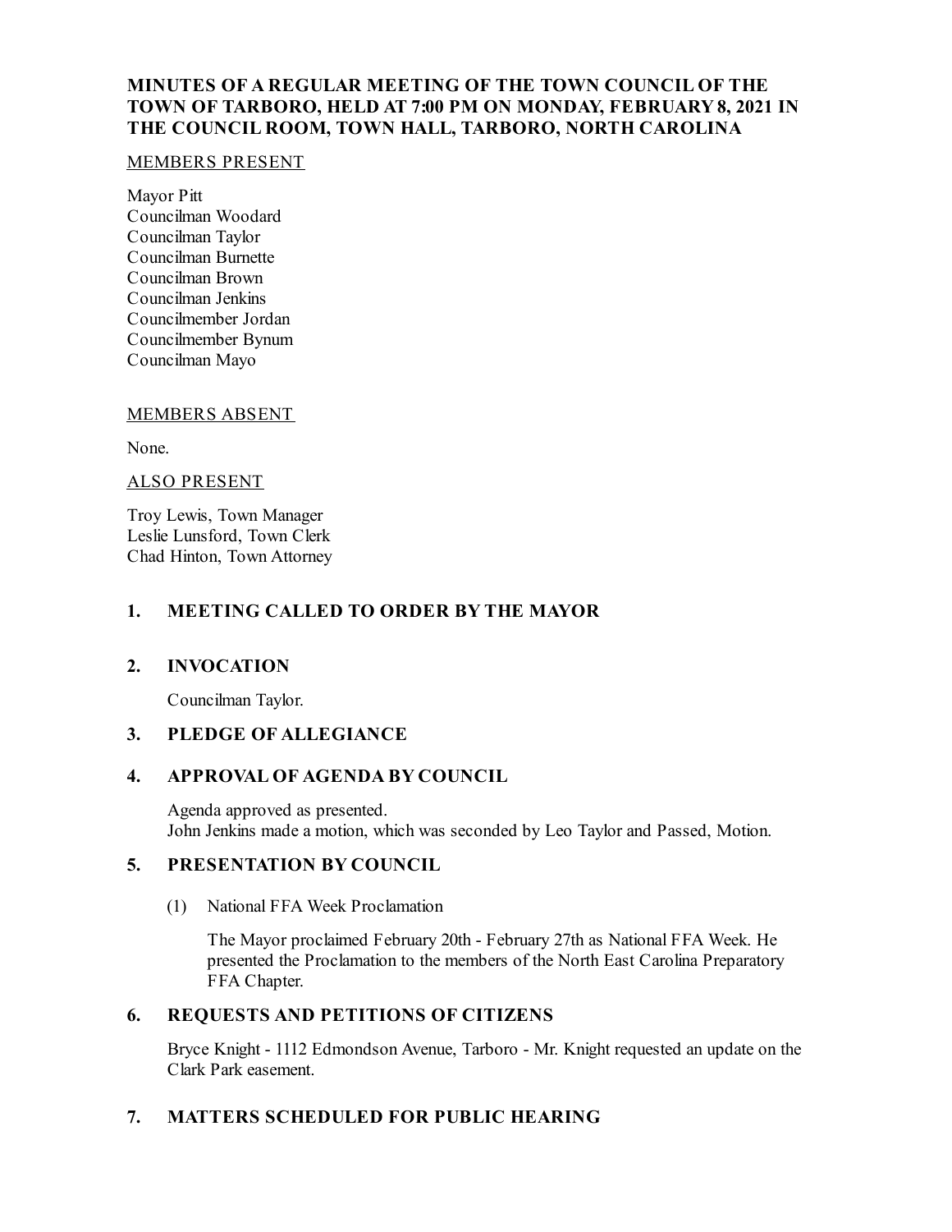# MINUTES OF A REGULAR MEETING OF THE TOWN COUNCIL OF THE TOWN OF TARBORO, HELD AT 7:00 PM ON MONDAY, FEBRUARY 8, 2021 IN THE COUNCIL ROOM, TOWN HALL, TARBORO, NORTH CAROLINA

MEMBERS PRESENT

Mayor Pitt
Councilman Woodard
Councilman Taylor
Councilman Burnette
Councilman Brown
Councilman Jenkins
Councilmember Jordan
Councilmember Bynum
Councilman Mayo

MEMBERS ABSENT

None.

ALSO PRESENT

Troy Lewis, Town Manager
Leslie Lunsford, Town Clerk
Chad Hinton, Town Attorney

## 1. MEETING CALLED TO ORDER BY THE MAYOR

## 2. INVOCATION

Councilman Taylor.

## 3. PLEDGE OF ALLEGIANCE

## 4. APPROVAL OF AGENDA BY COUNCIL

Agenda approved as presented.
John Jenkins made a motion, which was seconded by Leo Taylor and Passed, Motion.

## 5. PRESENTATION BY COUNCIL

(1) National FFA Week Proclamation

The Mayor proclaimed February 20th - February 27th as National FFA Week. He presented the Proclamation to the members of the North East Carolina Preparatory FFA Chapter.

## 6. REQUESTS AND PETITIONS OF CITIZENS

Bryce Knight - 1112 Edmondson Avenue, Tarboro - Mr. Knight requested an update on the Clark Park easement.

## 7. MATTERS SCHEDULED FOR PUBLIC HEARING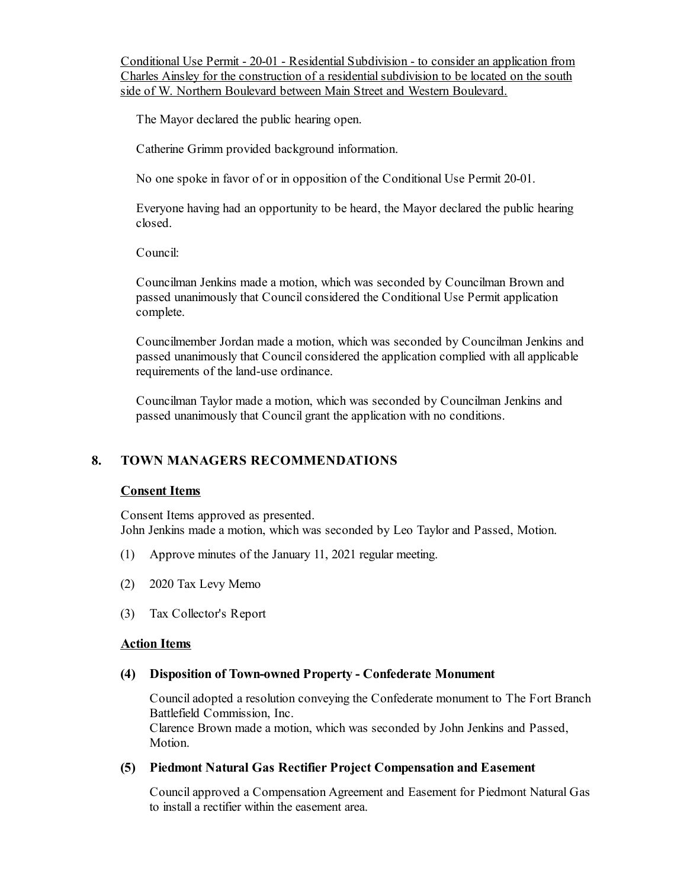<u>Conditional Use Permit - 20-01 - Residential Subdivision - to consider an application from Charles Ainsley for the construction of a residential subdivision to be located on the south side of W. Northern Boulevard between Main Street and Western Boulevard.</u>

The Mayor declared the public hearing open.

Catherine Grimm provided background information.

No one spoke in favor of or in opposition of the Conditional Use Permit 20-01.

Everyone having had an opportunity to be heard, the Mayor declared the public hearing closed.

Council:

Councilman Jenkins made a motion, which was seconded by Councilman Brown and passed unanimously that Council considered the Conditional Use Permit application complete.

Councilmember Jordan made a motion, which was seconded by Councilman Jenkins and passed unanimously that Council considered the application complied with all applicable requirements of the land-use ordinance.

Councilman Taylor made a motion, which was seconded by Councilman Jenkins and passed unanimously that Council grant the application with no conditions.

## 8. TOWN MANAGERS RECOMMENDATIONS

**<u>Consent Items</u>**

Consent Items approved as presented.
John Jenkins made a motion, which was seconded by Leo Taylor and Passed, Motion.

(1) Approve minutes of the January 11, 2021 regular meeting.

(2) 2020 Tax Levy Memo

(3) Tax Collector's Report

**<u>Action Items</u>**

**(4) Disposition of Town-owned Property - Confederate Monument**

Council adopted a resolution conveying the Confederate monument to The Fort Branch Battlefield Commission, Inc.
Clarence Brown made a motion, which was seconded by John Jenkins and Passed, Motion.

**(5) Piedmont Natural Gas Rectifier Project Compensation and Easement**

Council approved a Compensation Agreement and Easement for Piedmont Natural Gas to install a rectifier within the easement area.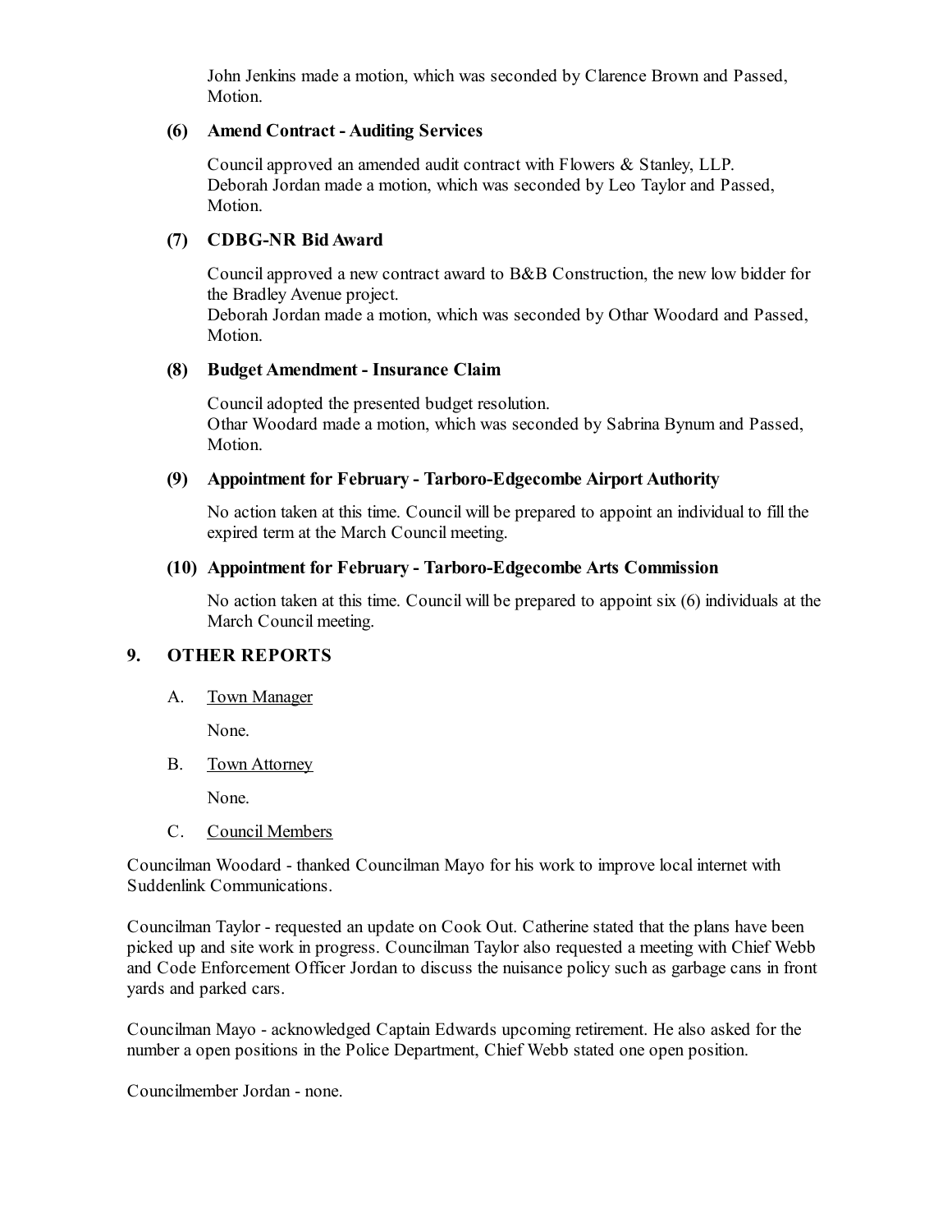John Jenkins made a motion, which was seconded by Clarence Brown and Passed, Motion.

**(6) Amend Contract - Auditing Services**

Council approved an amended audit contract with Flowers & Stanley, LLP.
Deborah Jordan made a motion, which was seconded by Leo Taylor and Passed, Motion.

**(7) CDBG-NR Bid Award**

Council approved a new contract award to B&B Construction, the new low bidder for the Bradley Avenue project.
Deborah Jordan made a motion, which was seconded by Othar Woodard and Passed, Motion.

**(8) Budget Amendment - Insurance Claim**

Council adopted the presented budget resolution.
Othar Woodard made a motion, which was seconded by Sabrina Bynum and Passed, Motion.

**(9) Appointment for February - Tarboro-Edgecombe Airport Authority**

No action taken at this time. Council will be prepared to appoint an individual to fill the expired term at the March Council meeting.

**(10) Appointment for February - Tarboro-Edgecombe Arts Commission**

No action taken at this time. Council will be prepared to appoint six (6) individuals at the March Council meeting.

## 9. OTHER REPORTS

A. Town Manager

None.

B. Town Attorney

None.

C. Council Members

Councilman Woodard - thanked Councilman Mayo for his work to improve local internet with Suddenlink Communications.

Councilman Taylor - requested an update on Cook Out. Catherine stated that the plans have been picked up and site work in progress. Councilman Taylor also requested a meeting with Chief Webb and Code Enforcement Officer Jordan to discuss the nuisance policy such as garbage cans in front yards and parked cars.

Councilman Mayo - acknowledged Captain Edwards upcoming retirement. He also asked for the number a open positions in the Police Department, Chief Webb stated one open position.

Councilmember Jordan - none.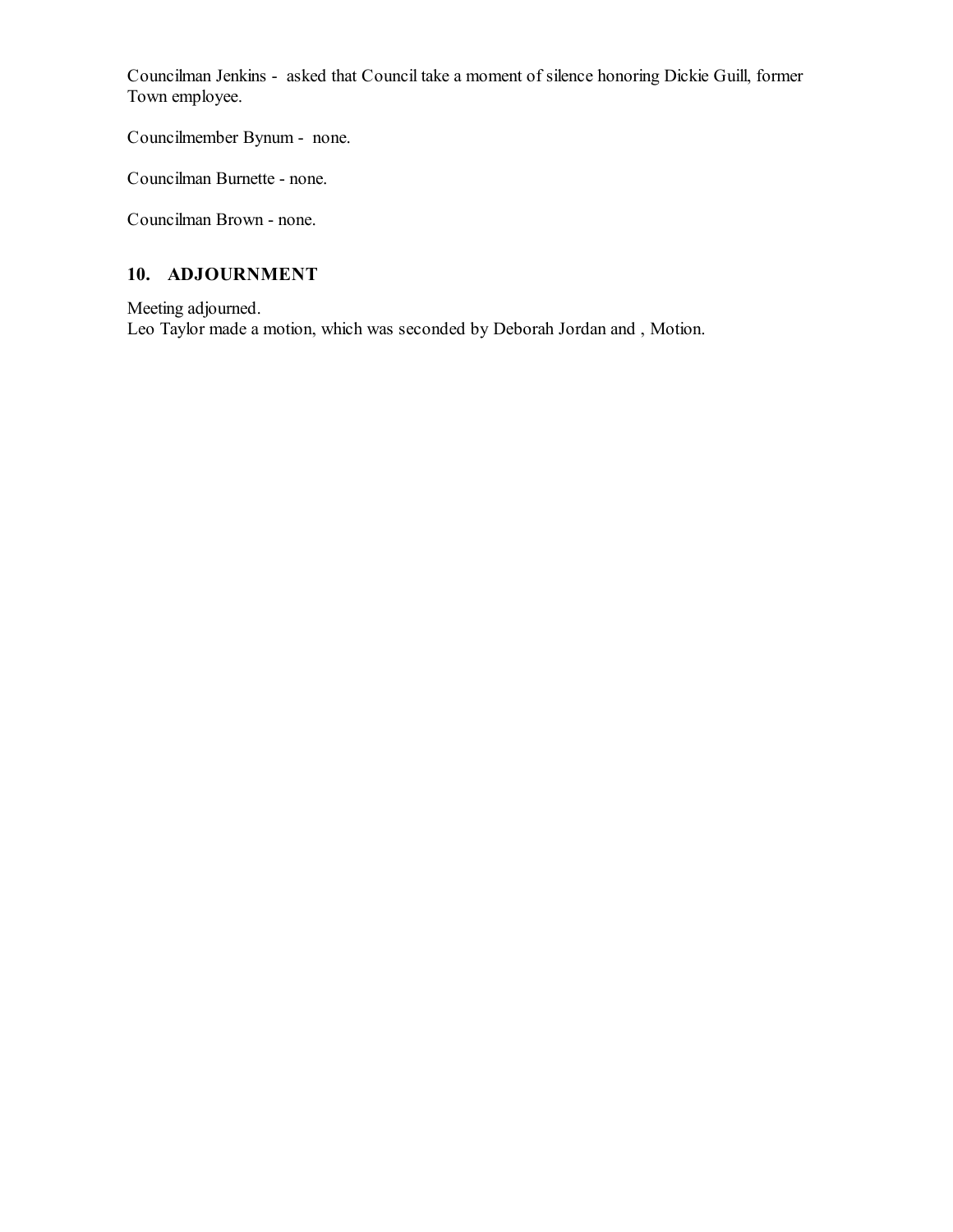Councilman Jenkins -  asked that Council take a moment of silence honoring Dickie Guill, former Town employee.

Councilmember Bynum -  none.

Councilman Burnette - none.

Councilman Brown - none.

## 10. ADJOURNMENT

Meeting adjourned.
Leo Taylor made a motion, which was seconded by Deborah Jordan and , Motion.